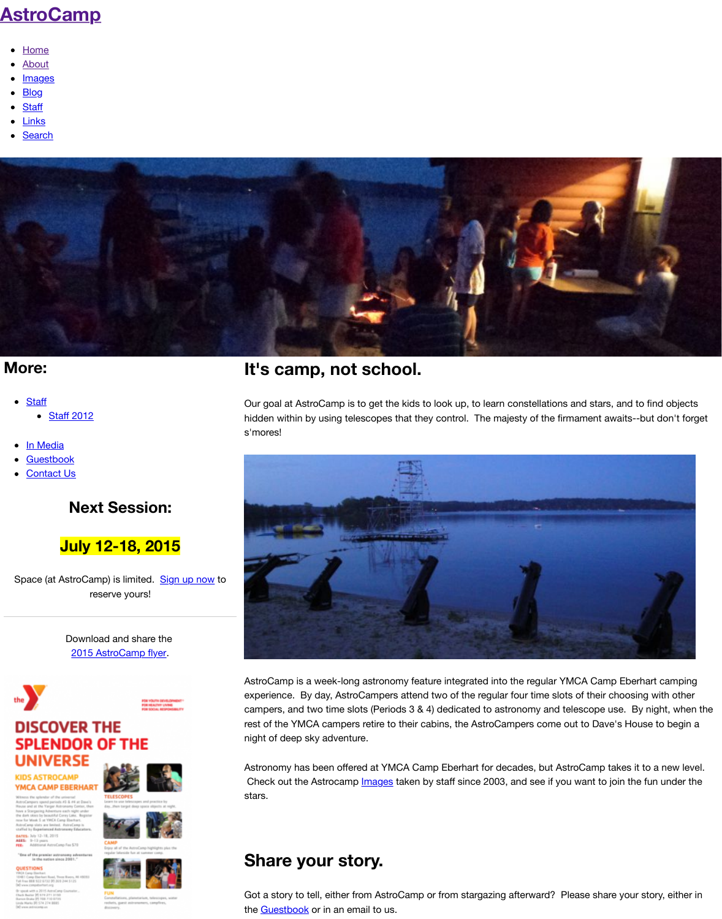# AstroCamp

- Home
- About
- Images
- Blog
- Staff
- Links
- Search

## More:

- Staff
  - Staff 2012
- In Media
- Guestbook
- Contact Us

### Next Session:

**July 12-18, 2015**

Space (at AstroCamp) is limited. Sign up now to reserve yours!

Download and share the 2015 AstroCamp flyer.

## It's camp, not school.

Our goal at AstroCamp is to get the kids to look up, to learn constellations and stars, and to find objects hidden within by using telescopes that they control. The majesty of the firmament awaits--but don't forget s'mores!

AstroCamp is a week-long astronomy feature integrated into the regular YMCA Camp Eberhart camping experience. By day, AstroCampers attend two of the regular four time slots of their choosing with other campers, and two time slots (Periods 3 & 4) dedicated to astronomy and telescope use. By night, when the rest of the YMCA campers retire to their cabins, the AstroCampers come out to Dave's House to begin a night of deep sky adventure.

Astronomy has been offered at YMCA Camp Eberhart for decades, but AstroCamp takes it to a new level. Check out the Astrocamp Images taken by staff since 2003, and see if you want to join the fun under the stars.

## Share your story.

Got a story to tell, either from AstroCamp or from stargazing afterward? Please share your story, either in the Guestbook or in an email to us.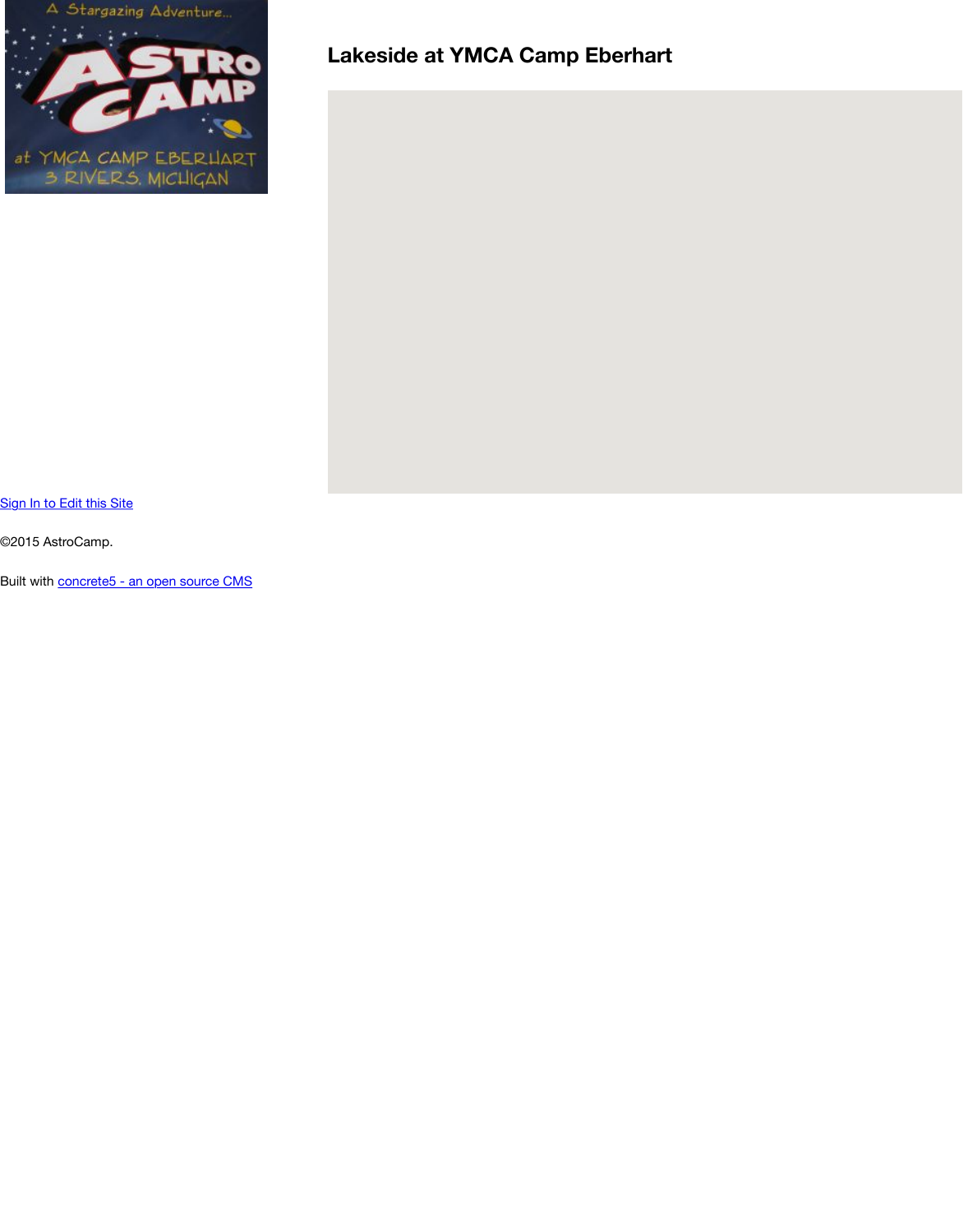## Lakeside at YMCA Camp Eberhart

Sign In to Edit this Site

©2015 AstroCamp.

Built with concrete5 - an open source CMS